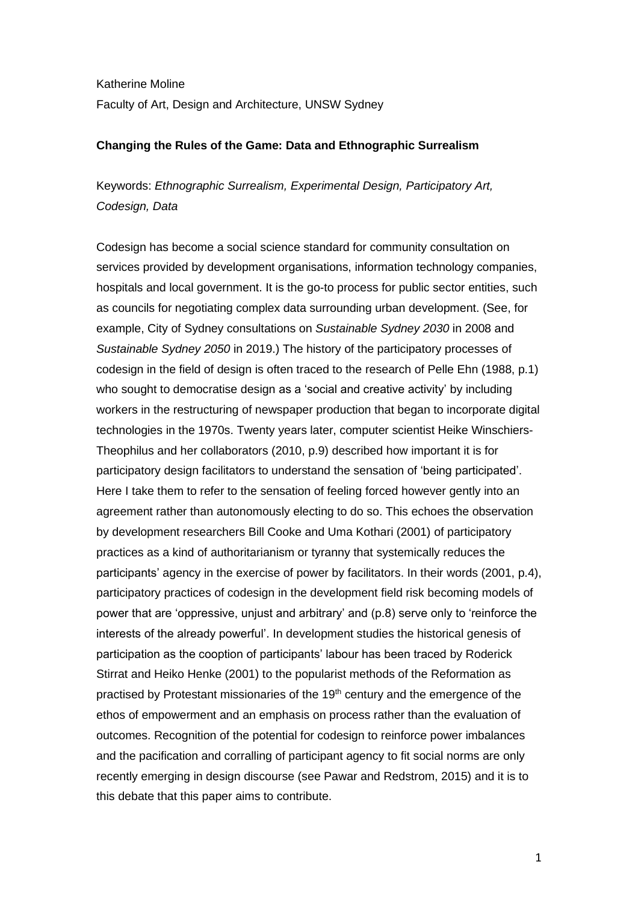Katherine Moline

Faculty of Art, Design and Architecture, UNSW Sydney

**Changing the Rules of the Game: Data and Ethnographic Surrealism**

Keywords: *Ethnographic Surrealism, Experimental Design, Participatory Art, Codesign, Data*

Codesign has become a social science standard for community consultation on services provided by development organisations, information technology companies, hospitals and local government. It is the go-to process for public sector entities, such as councils for negotiating complex data surrounding urban development. (See, for example, City of Sydney consultations on *Sustainable Sydney 2030* in 2008 and *Sustainable Sydney 2050* in 2019.) The history of the participatory processes of codesign in the field of design is often traced to the research of Pelle Ehn (1988, p.1) who sought to democratise design as a 'social and creative activity' by including workers in the restructuring of newspaper production that began to incorporate digital technologies in the 1970s. Twenty years later, computer scientist Heike Winschiers-Theophilus and her collaborators (2010, p.9) described how important it is for participatory design facilitators to understand the sensation of 'being participated'. Here I take them to refer to the sensation of feeling forced however gently into an agreement rather than autonomously electing to do so. This echoes the observation by development researchers Bill Cooke and Uma Kothari (2001) of participatory practices as a kind of authoritarianism or tyranny that systemically reduces the participants' agency in the exercise of power by facilitators. In their words (2001, p.4), participatory practices of codesign in the development field risk becoming models of power that are 'oppressive, unjust and arbitrary' and (p.8) serve only to 'reinforce the interests of the already powerful'. In development studies the historical genesis of participation as the cooption of participants' labour has been traced by Roderick Stirrat and Heiko Henke (2001) to the popularist methods of the Reformation as practised by Protestant missionaries of the 19th century and the emergence of the ethos of empowerment and an emphasis on process rather than the evaluation of outcomes. Recognition of the potential for codesign to reinforce power imbalances and the pacification and corralling of participant agency to fit social norms are only recently emerging in design discourse (see Pawar and Redstrom, 2015) and it is to this debate that this paper aims to contribute.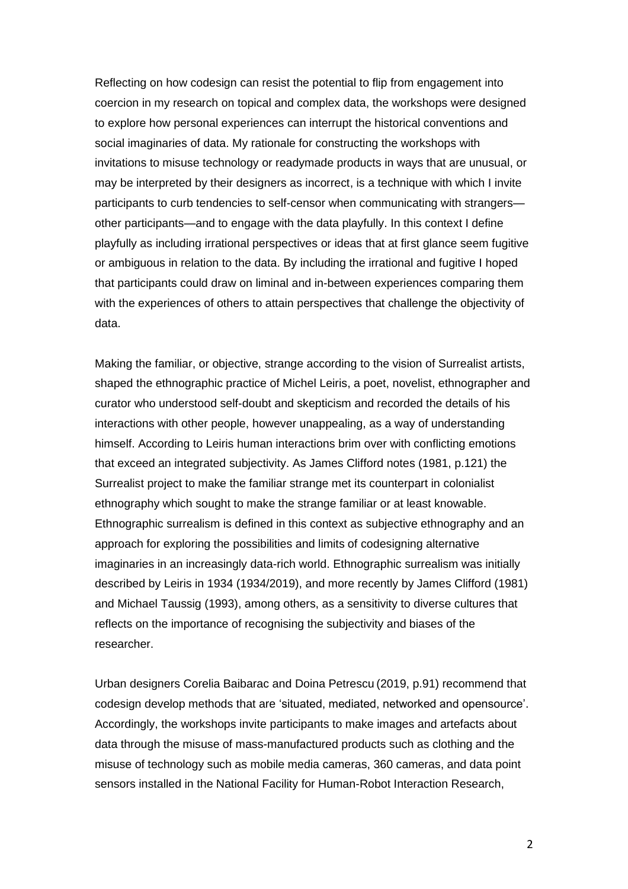Reflecting on how codesign can resist the potential to flip from engagement into coercion in my research on topical and complex data, the workshops were designed to explore how personal experiences can interrupt the historical conventions and social imaginaries of data. My rationale for constructing the workshops with invitations to misuse technology or readymade products in ways that are unusual, or may be interpreted by their designers as incorrect, is a technique with which I invite participants to curb tendencies to self-censor when communicating with strangers—other participants—and to engage with the data playfully. In this context I define playfully as including irrational perspectives or ideas that at first glance seem fugitive or ambiguous in relation to the data. By including the irrational and fugitive I hoped that participants could draw on liminal and in-between experiences comparing them with the experiences of others to attain perspectives that challenge the objectivity of data.

Making the familiar, or objective, strange according to the vision of Surrealist artists, shaped the ethnographic practice of Michel Leiris, a poet, novelist, ethnographer and curator who understood self-doubt and skepticism and recorded the details of his interactions with other people, however unappealing, as a way of understanding himself. According to Leiris human interactions brim over with conflicting emotions that exceed an integrated subjectivity. As James Clifford notes (1981, p.121) the Surrealist project to make the familiar strange met its counterpart in colonialist ethnography which sought to make the strange familiar or at least knowable. Ethnographic surrealism is defined in this context as subjective ethnography and an approach for exploring the possibilities and limits of codesigning alternative imaginaries in an increasingly data-rich world. Ethnographic surrealism was initially described by Leiris in 1934 (1934/2019), and more recently by James Clifford (1981) and Michael Taussig (1993), among others, as a sensitivity to diverse cultures that reflects on the importance of recognising the subjectivity and biases of the researcher.

Urban designers Corelia Baibarac and Doina Petrescu (2019, p.91) recommend that codesign develop methods that are 'situated, mediated, networked and opensource'. Accordingly, the workshops invite participants to make images and artefacts about data through the misuse of mass-manufactured products such as clothing and the misuse of technology such as mobile media cameras, 360 cameras, and data point sensors installed in the National Facility for Human-Robot Interaction Research,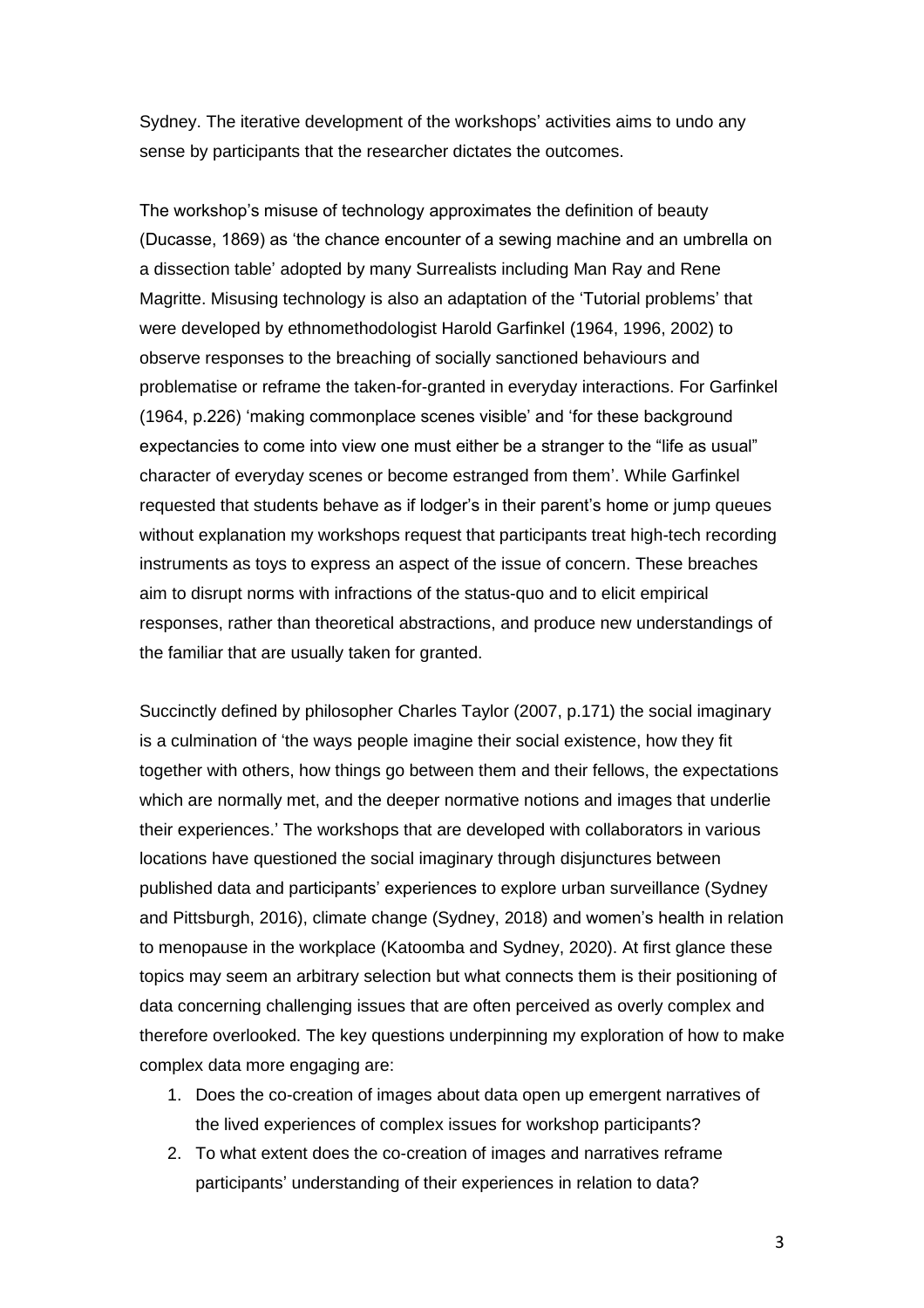Sydney. The iterative development of the workshops' activities aims to undo any sense by participants that the researcher dictates the outcomes.

The workshop's misuse of technology approximates the definition of beauty (Ducasse, 1869) as 'the chance encounter of a sewing machine and an umbrella on a dissection table' adopted by many Surrealists including Man Ray and Rene Magritte. Misusing technology is also an adaptation of the 'Tutorial problems' that were developed by ethnomethodologist Harold Garfinkel (1964, 1996, 2002) to observe responses to the breaching of socially sanctioned behaviours and problematise or reframe the taken-for-granted in everyday interactions. For Garfinkel (1964, p.226) 'making commonplace scenes visible' and 'for these background expectancies to come into view one must either be a stranger to the "life as usual" character of everyday scenes or become estranged from them'. While Garfinkel requested that students behave as if lodger's in their parent's home or jump queues without explanation my workshops request that participants treat high-tech recording instruments as toys to express an aspect of the issue of concern. These breaches aim to disrupt norms with infractions of the status-quo and to elicit empirical responses, rather than theoretical abstractions, and produce new understandings of the familiar that are usually taken for granted.

Succinctly defined by philosopher Charles Taylor (2007, p.171) the social imaginary is a culmination of 'the ways people imagine their social existence, how they fit together with others, how things go between them and their fellows, the expectations which are normally met, and the deeper normative notions and images that underlie their experiences.' The workshops that are developed with collaborators in various locations have questioned the social imaginary through disjunctures between published data and participants' experiences to explore urban surveillance (Sydney and Pittsburgh, 2016), climate change (Sydney, 2018) and women's health in relation to menopause in the workplace (Katoomba and Sydney, 2020). At first glance these topics may seem an arbitrary selection but what connects them is their positioning of data concerning challenging issues that are often perceived as overly complex and therefore overlooked. The key questions underpinning my exploration of how to make complex data more engaging are:

1. Does the co-creation of images about data open up emergent narratives of the lived experiences of complex issues for workshop participants?
2. To what extent does the co-creation of images and narratives reframe participants' understanding of their experiences in relation to data?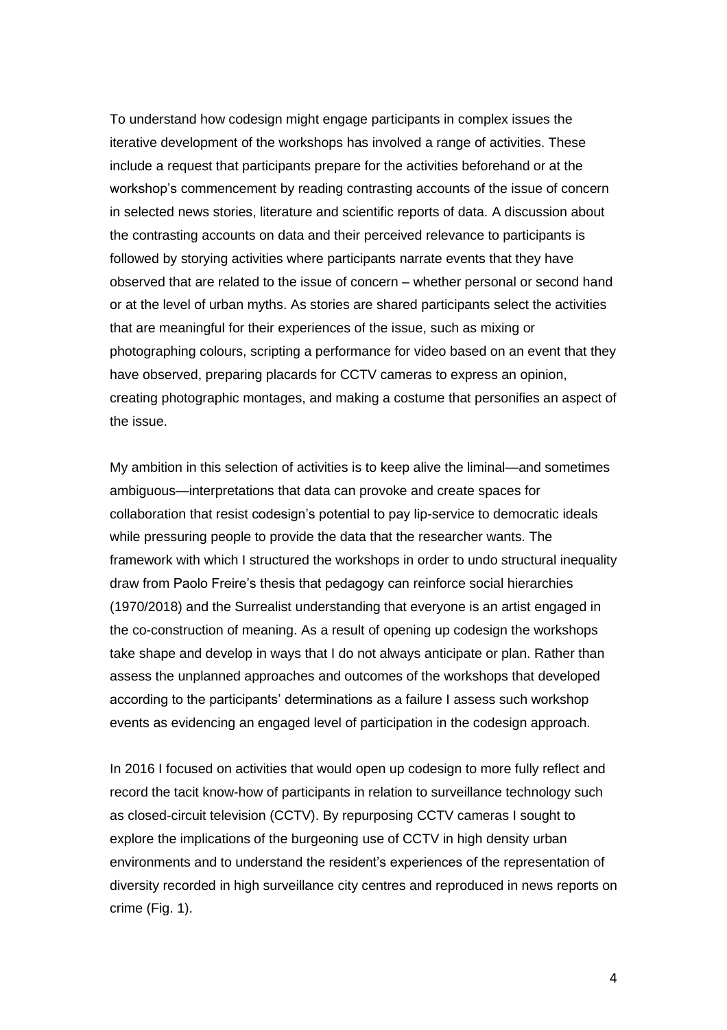To understand how codesign might engage participants in complex issues the iterative development of the workshops has involved a range of activities. These include a request that participants prepare for the activities beforehand or at the workshop's commencement by reading contrasting accounts of the issue of concern in selected news stories, literature and scientific reports of data. A discussion about the contrasting accounts on data and their perceived relevance to participants is followed by storying activities where participants narrate events that they have observed that are related to the issue of concern – whether personal or second hand or at the level of urban myths. As stories are shared participants select the activities that are meaningful for their experiences of the issue, such as mixing or photographing colours, scripting a performance for video based on an event that they have observed, preparing placards for CCTV cameras to express an opinion, creating photographic montages, and making a costume that personifies an aspect of the issue.

My ambition in this selection of activities is to keep alive the liminal—and sometimes ambiguous—interpretations that data can provoke and create spaces for collaboration that resist codesign's potential to pay lip-service to democratic ideals while pressuring people to provide the data that the researcher wants. The framework with which I structured the workshops in order to undo structural inequality draw from Paolo Freire's thesis that pedagogy can reinforce social hierarchies (1970/2018) and the Surrealist understanding that everyone is an artist engaged in the co-construction of meaning. As a result of opening up codesign the workshops take shape and develop in ways that I do not always anticipate or plan. Rather than assess the unplanned approaches and outcomes of the workshops that developed according to the participants' determinations as a failure I assess such workshop events as evidencing an engaged level of participation in the codesign approach.

In 2016 I focused on activities that would open up codesign to more fully reflect and record the tacit know-how of participants in relation to surveillance technology such as closed-circuit television (CCTV). By repurposing CCTV cameras I sought to explore the implications of the burgeoning use of CCTV in high density urban environments and to understand the resident's experiences of the representation of diversity recorded in high surveillance city centres and reproduced in news reports on crime (Fig. 1).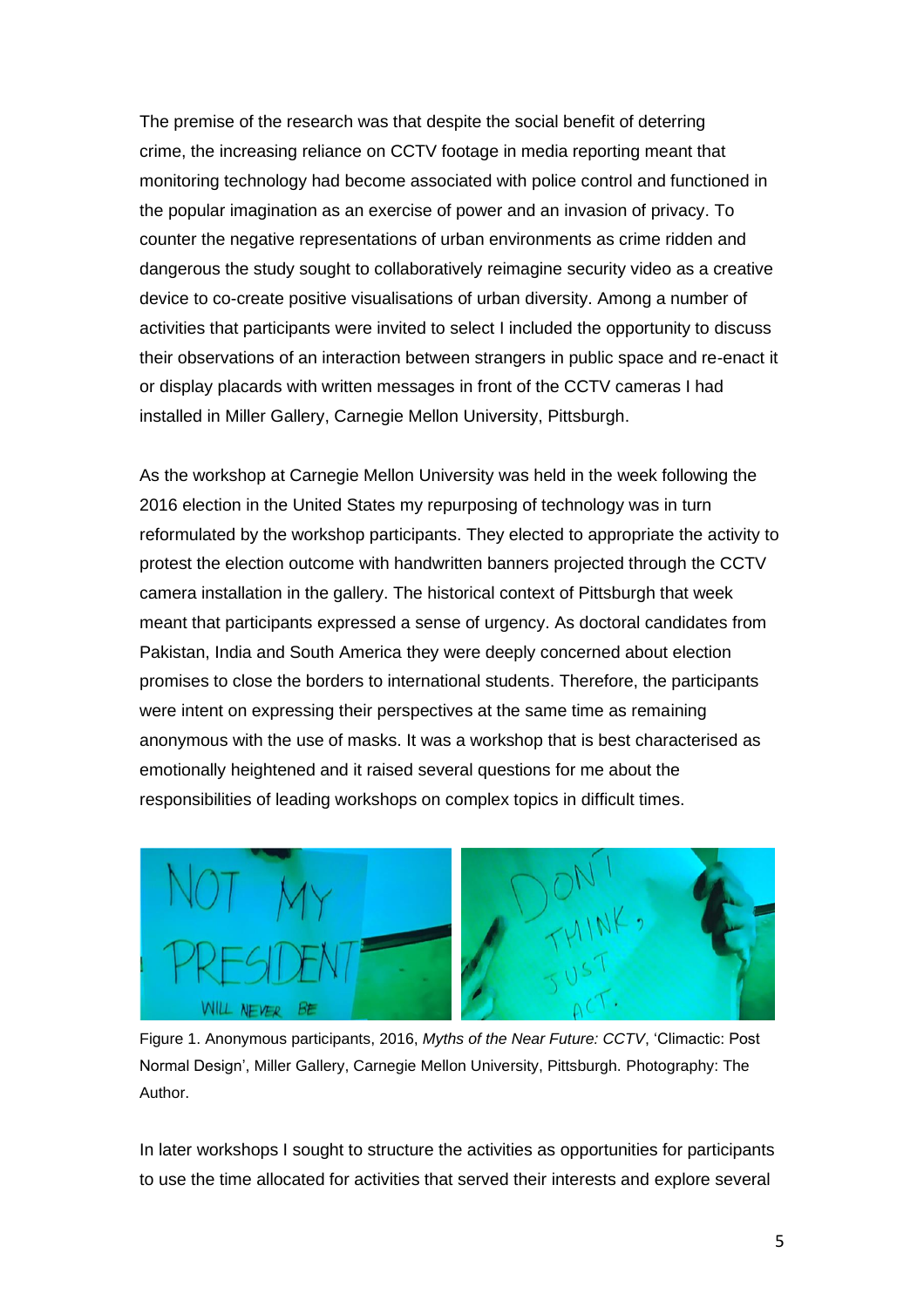The premise of the research was that despite the social benefit of deterring crime, the increasing reliance on CCTV footage in media reporting meant that monitoring technology had become associated with police control and functioned in the popular imagination as an exercise of power and an invasion of privacy. To counter the negative representations of urban environments as crime ridden and dangerous the study sought to collaboratively reimagine security video as a creative device to co-create positive visualisations of urban diversity. Among a number of activities that participants were invited to select I included the opportunity to discuss their observations of an interaction between strangers in public space and re-enact it or display placards with written messages in front of the CCTV cameras I had installed in Miller Gallery, Carnegie Mellon University, Pittsburgh.

As the workshop at Carnegie Mellon University was held in the week following the 2016 election in the United States my repurposing of technology was in turn reformulated by the workshop participants. They elected to appropriate the activity to protest the election outcome with handwritten banners projected through the CCTV camera installation in the gallery. The historical context of Pittsburgh that week meant that participants expressed a sense of urgency. As doctoral candidates from Pakistan, India and South America they were deeply concerned about election promises to close the borders to international students. Therefore, the participants were intent on expressing their perspectives at the same time as remaining anonymous with the use of masks. It was a workshop that is best characterised as emotionally heightened and it raised several questions for me about the responsibilities of leading workshops on complex topics in difficult times.

Figure 1. Anonymous participants, 2016, *Myths of the Near Future: CCTV*, 'Climactic: Post Normal Design', Miller Gallery, Carnegie Mellon University, Pittsburgh. Photography: The Author.

In later workshops I sought to structure the activities as opportunities for participants to use the time allocated for activities that served their interests and explore several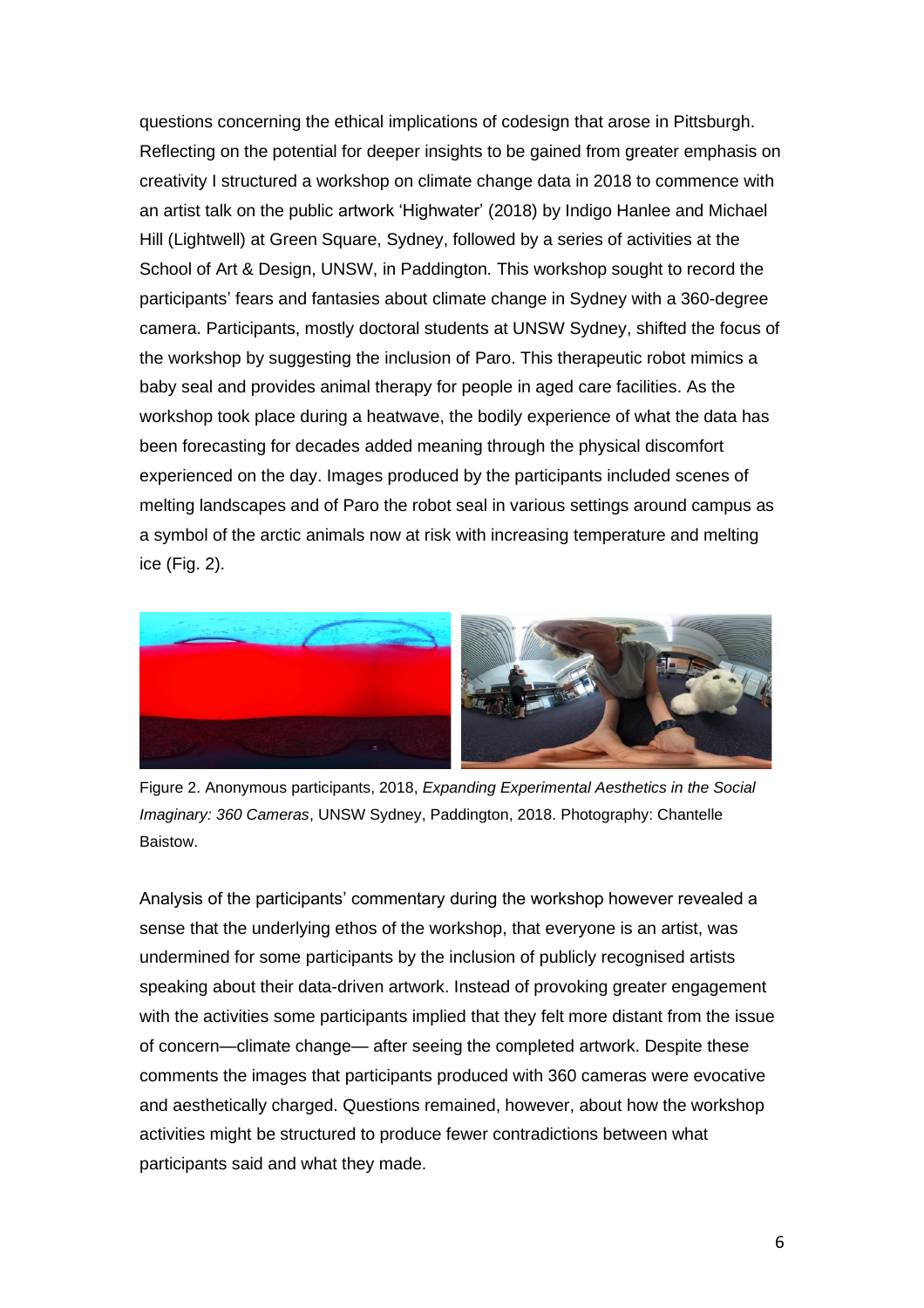questions concerning the ethical implications of codesign that arose in Pittsburgh. Reflecting on the potential for deeper insights to be gained from greater emphasis on creativity I structured a workshop on climate change data in 2018 to commence with an artist talk on the public artwork 'Highwater' (2018) by Indigo Hanlee and Michael Hill (Lightwell) at Green Square, Sydney, followed by a series of activities at the School of Art & Design, UNSW, in Paddington. This workshop sought to record the participants' fears and fantasies about climate change in Sydney with a 360-degree camera. Participants, mostly doctoral students at UNSW Sydney, shifted the focus of the workshop by suggesting the inclusion of Paro. This therapeutic robot mimics a baby seal and provides animal therapy for people in aged care facilities. As the workshop took place during a heatwave, the bodily experience of what the data has been forecasting for decades added meaning through the physical discomfort experienced on the day. Images produced by the participants included scenes of melting landscapes and of Paro the robot seal in various settings around campus as a symbol of the arctic animals now at risk with increasing temperature and melting ice (Fig. 2).

Figure 2. Anonymous participants, 2018, *Expanding Experimental Aesthetics in the Social Imaginary: 360 Cameras*, UNSW Sydney, Paddington, 2018. Photography: Chantelle Baistow.

Analysis of the participants' commentary during the workshop however revealed a sense that the underlying ethos of the workshop, that everyone is an artist, was undermined for some participants by the inclusion of publicly recognised artists speaking about their data-driven artwork. Instead of provoking greater engagement with the activities some participants implied that they felt more distant from the issue of concern—climate change— after seeing the completed artwork. Despite these comments the images that participants produced with 360 cameras were evocative and aesthetically charged. Questions remained, however, about how the workshop activities might be structured to produce fewer contradictions between what participants said and what they made.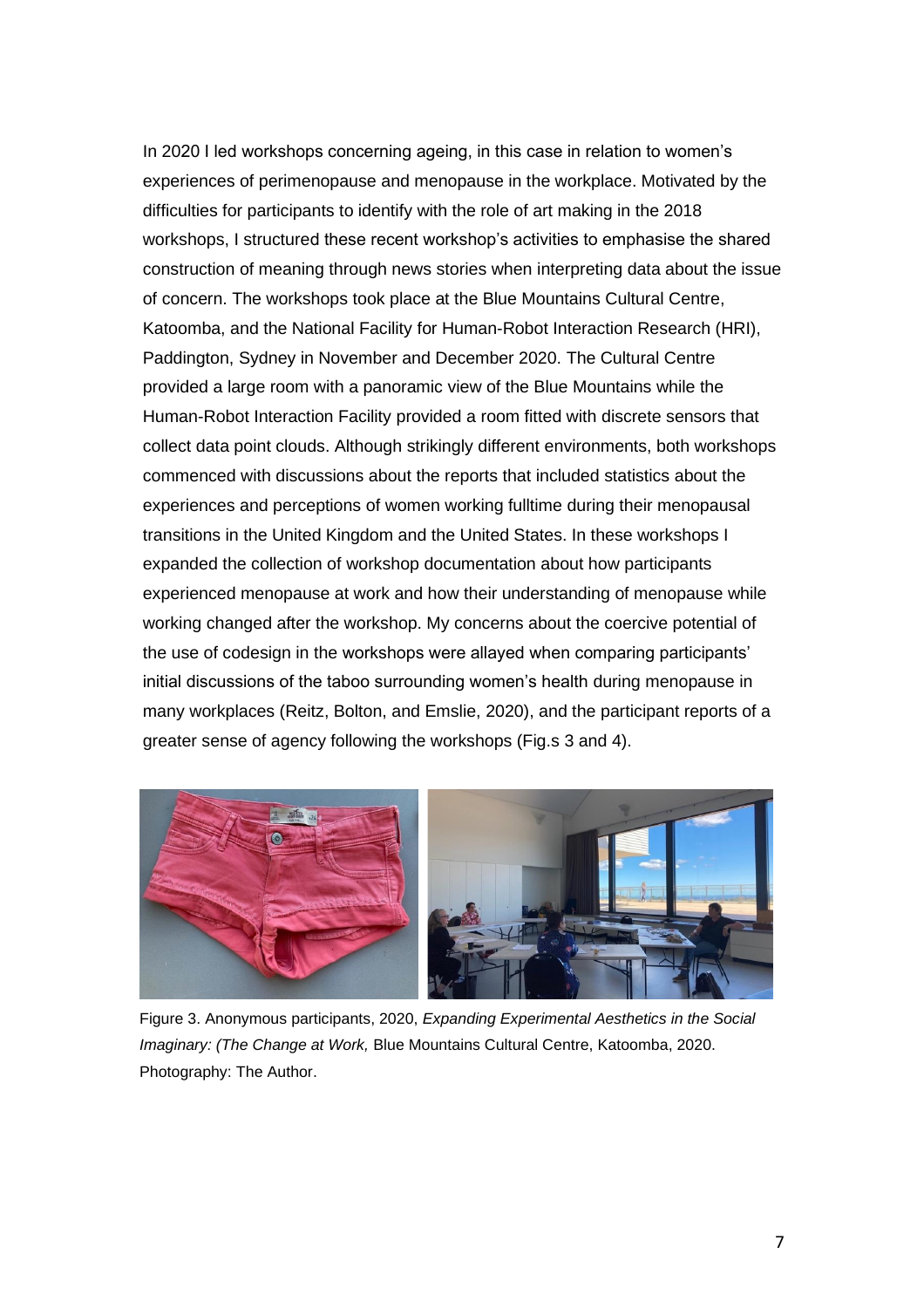In 2020 I led workshops concerning ageing, in this case in relation to women's experiences of perimenopause and menopause in the workplace. Motivated by the difficulties for participants to identify with the role of art making in the 2018 workshops, I structured these recent workshop's activities to emphasise the shared construction of meaning through news stories when interpreting data about the issue of concern. The workshops took place at the Blue Mountains Cultural Centre, Katoomba, and the National Facility for Human-Robot Interaction Research (HRI), Paddington, Sydney in November and December 2020. The Cultural Centre provided a large room with a panoramic view of the Blue Mountains while the Human-Robot Interaction Facility provided a room fitted with discrete sensors that collect data point clouds. Although strikingly different environments, both workshops commenced with discussions about the reports that included statistics about the experiences and perceptions of women working fulltime during their menopausal transitions in the United Kingdom and the United States. In these workshops I expanded the collection of workshop documentation about how participants experienced menopause at work and how their understanding of menopause while working changed after the workshop. My concerns about the coercive potential of the use of codesign in the workshops were allayed when comparing participants' initial discussions of the taboo surrounding women's health during menopause in many workplaces (Reitz, Bolton, and Emslie, 2020), and the participant reports of a greater sense of agency following the workshops (Fig.s 3 and 4).

Figure 3. Anonymous participants, 2020, *Expanding Experimental Aesthetics in the Social Imaginary: (The Change at Work,* Blue Mountains Cultural Centre, Katoomba, 2020. Photography: The Author.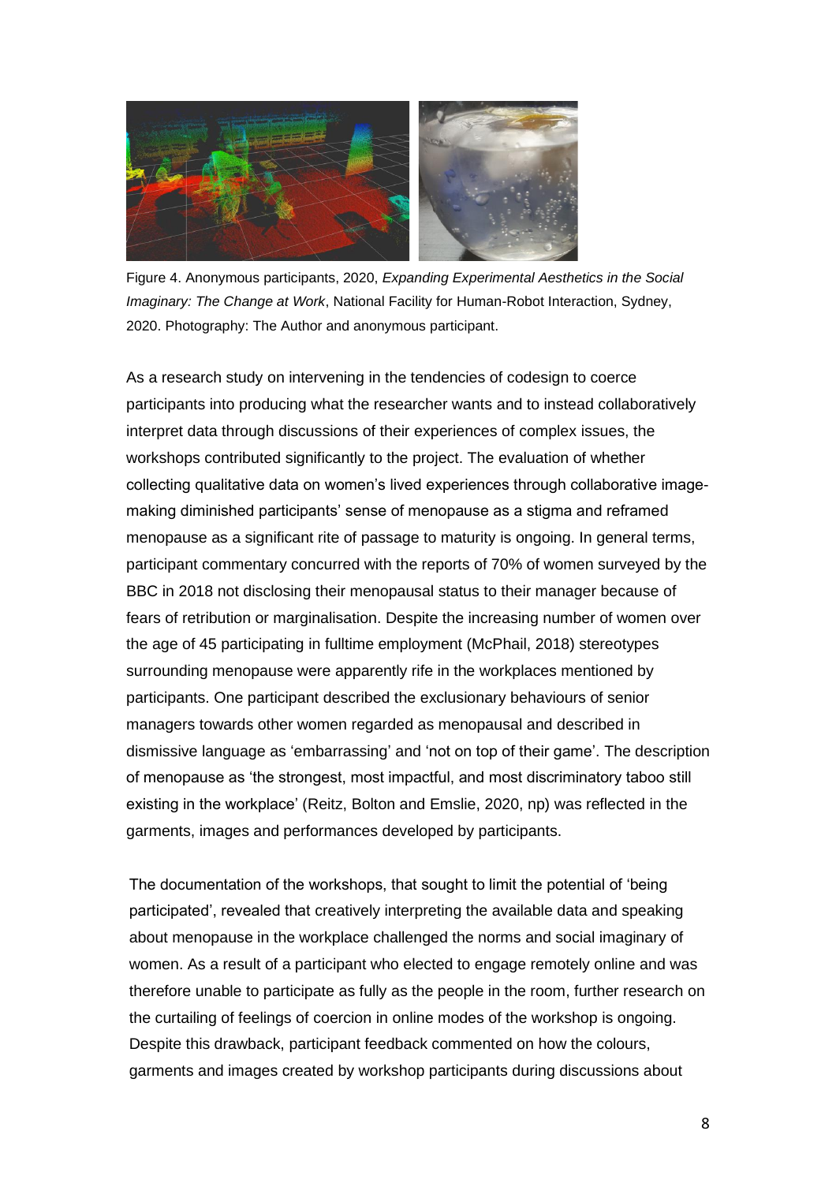Figure 4. Anonymous participants, 2020, *Expanding Experimental Aesthetics in the Social Imaginary: The Change at Work*, National Facility for Human-Robot Interaction, Sydney, 2020. Photography: The Author and anonymous participant.

As a research study on intervening in the tendencies of codesign to coerce participants into producing what the researcher wants and to instead collaboratively interpret data through discussions of their experiences of complex issues, the workshops contributed significantly to the project. The evaluation of whether collecting qualitative data on women's lived experiences through collaborative image-making diminished participants' sense of menopause as a stigma and reframed menopause as a significant rite of passage to maturity is ongoing. In general terms, participant commentary concurred with the reports of 70% of women surveyed by the BBC in 2018 not disclosing their menopausal status to their manager because of fears of retribution or marginalisation. Despite the increasing number of women over the age of 45 participating in fulltime employment (McPhail, 2018) stereotypes surrounding menopause were apparently rife in the workplaces mentioned by participants. One participant described the exclusionary behaviours of senior managers towards other women regarded as menopausal and described in dismissive language as 'embarrassing' and 'not on top of their game'. The description of menopause as 'the strongest, most impactful, and most discriminatory taboo still existing in the workplace' (Reitz, Bolton and Emslie, 2020, np) was reflected in the garments, images and performances developed by participants.

The documentation of the workshops, that sought to limit the potential of 'being participated', revealed that creatively interpreting the available data and speaking about menopause in the workplace challenged the norms and social imaginary of women. As a result of a participant who elected to engage remotely online and was therefore unable to participate as fully as the people in the room, further research on the curtailing of feelings of coercion in online modes of the workshop is ongoing. Despite this drawback, participant feedback commented on how the colours, garments and images created by workshop participants during discussions about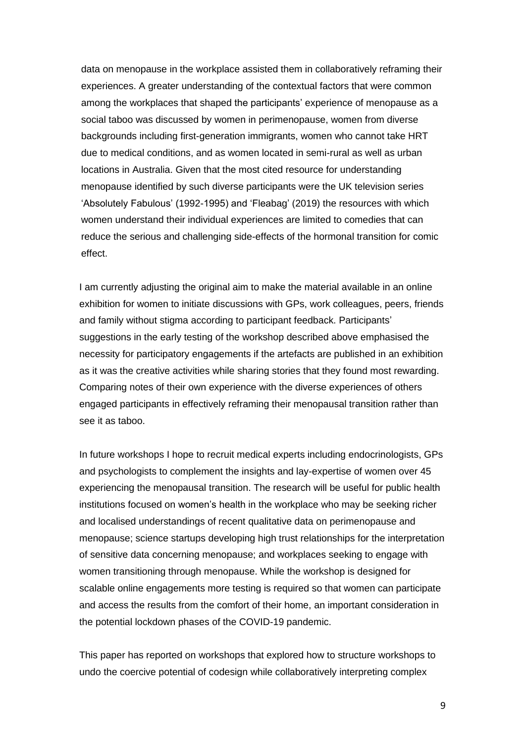data on menopause in the workplace assisted them in collaboratively reframing their experiences. A greater understanding of the contextual factors that were common among the workplaces that shaped the participants' experience of menopause as a social taboo was discussed by women in perimenopause, women from diverse backgrounds including first-generation immigrants, women who cannot take HRT due to medical conditions, and as women located in semi-rural as well as urban locations in Australia. Given that the most cited resource for understanding menopause identified by such diverse participants were the UK television series 'Absolutely Fabulous' (1992-1995) and 'Fleabag' (2019) the resources with which women understand their individual experiences are limited to comedies that can reduce the serious and challenging side-effects of the hormonal transition for comic effect.

I am currently adjusting the original aim to make the material available in an online exhibition for women to initiate discussions with GPs, work colleagues, peers, friends and family without stigma according to participant feedback. Participants' suggestions in the early testing of the workshop described above emphasised the necessity for participatory engagements if the artefacts are published in an exhibition as it was the creative activities while sharing stories that they found most rewarding. Comparing notes of their own experience with the diverse experiences of others engaged participants in effectively reframing their menopausal transition rather than see it as taboo.

In future workshops I hope to recruit medical experts including endocrinologists, GPs and psychologists to complement the insights and lay-expertise of women over 45 experiencing the menopausal transition. The research will be useful for public health institutions focused on women's health in the workplace who may be seeking richer and localised understandings of recent qualitative data on perimenopause and menopause; science startups developing high trust relationships for the interpretation of sensitive data concerning menopause; and workplaces seeking to engage with women transitioning through menopause. While the workshop is designed for scalable online engagements more testing is required so that women can participate and access the results from the comfort of their home, an important consideration in the potential lockdown phases of the COVID-19 pandemic.

This paper has reported on workshops that explored how to structure workshops to undo the coercive potential of codesign while collaboratively interpreting complex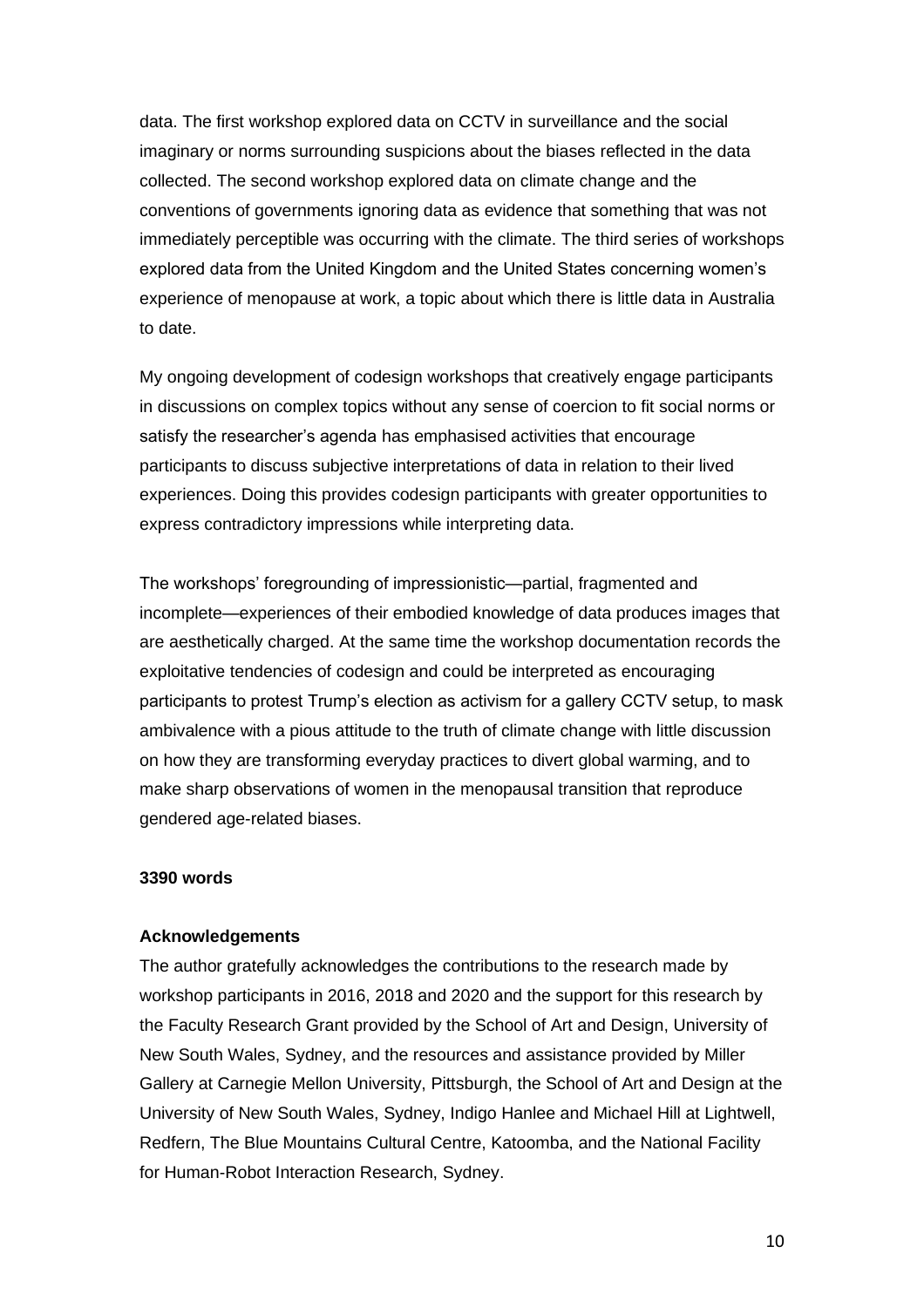data. The first workshop explored data on CCTV in surveillance and the social imaginary or norms surrounding suspicions about the biases reflected in the data collected. The second workshop explored data on climate change and the conventions of governments ignoring data as evidence that something that was not immediately perceptible was occurring with the climate. The third series of workshops explored data from the United Kingdom and the United States concerning women's experience of menopause at work, a topic about which there is little data in Australia to date.

My ongoing development of codesign workshops that creatively engage participants in discussions on complex topics without any sense of coercion to fit social norms or satisfy the researcher's agenda has emphasised activities that encourage participants to discuss subjective interpretations of data in relation to their lived experiences. Doing this provides codesign participants with greater opportunities to express contradictory impressions while interpreting data.

The workshops' foregrounding of impressionistic—partial, fragmented and incomplete—experiences of their embodied knowledge of data produces images that are aesthetically charged. At the same time the workshop documentation records the exploitative tendencies of codesign and could be interpreted as encouraging participants to protest Trump's election as activism for a gallery CCTV setup, to mask ambivalence with a pious attitude to the truth of climate change with little discussion on how they are transforming everyday practices to divert global warming, and to make sharp observations of women in the menopausal transition that reproduce gendered age-related biases.

**3390 words**

**Acknowledgements**

The author gratefully acknowledges the contributions to the research made by workshop participants in 2016, 2018 and 2020 and the support for this research by the Faculty Research Grant provided by the School of Art and Design, University of New South Wales, Sydney, and the resources and assistance provided by Miller Gallery at Carnegie Mellon University, Pittsburgh, the School of Art and Design at the University of New South Wales, Sydney, Indigo Hanlee and Michael Hill at Lightwell, Redfern, The Blue Mountains Cultural Centre, Katoomba, and the National Facility for Human-Robot Interaction Research, Sydney.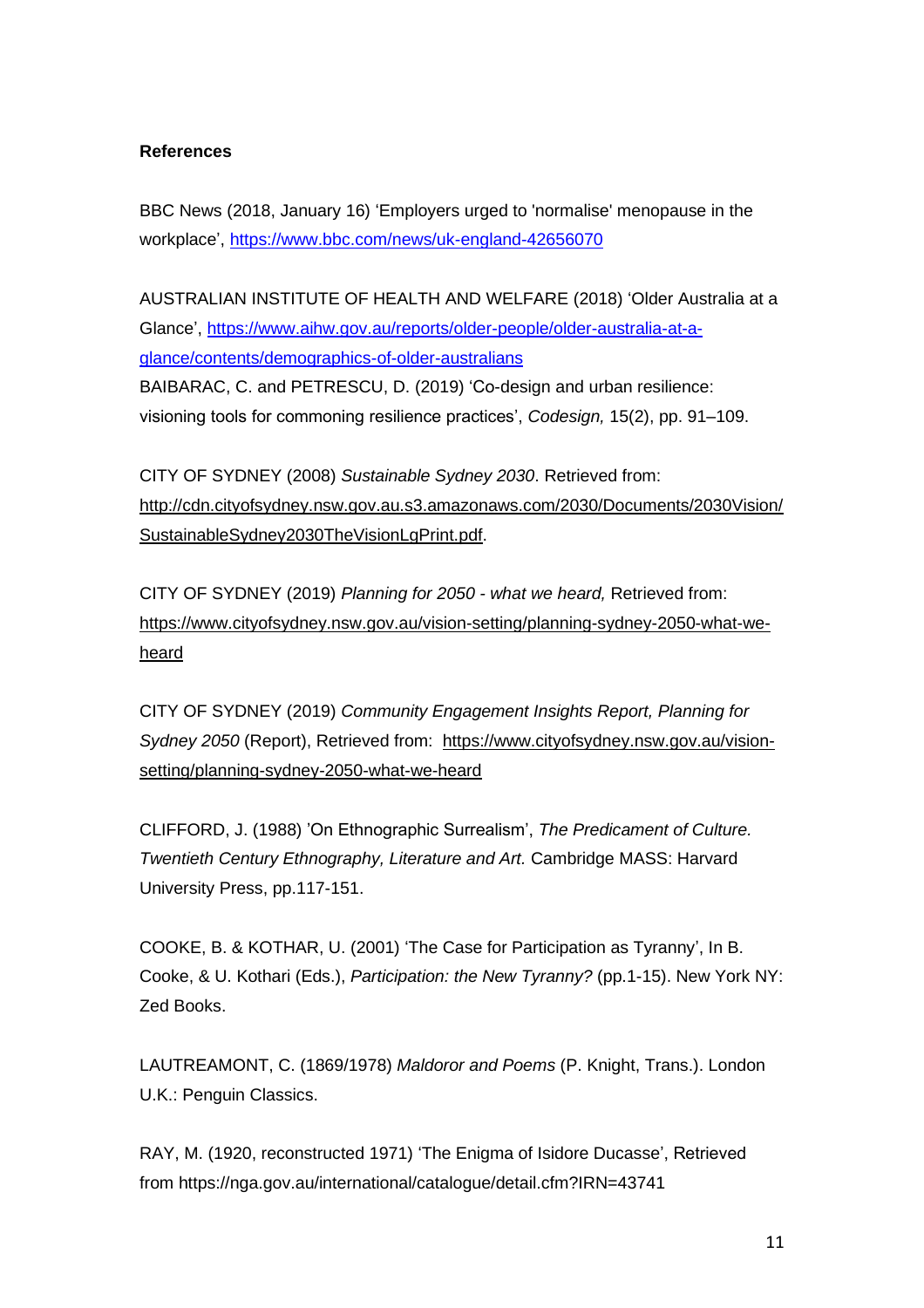**References**

BBC News (2018, January 16) 'Employers urged to 'normalise' menopause in the workplace', https://www.bbc.com/news/uk-england-42656070

AUSTRALIAN INSTITUTE OF HEALTH AND WELFARE (2018) 'Older Australia at a Glance', https://www.aihw.gov.au/reports/older-people/older-australia-at-a-glance/contents/demographics-of-older-australians

BAIBARAC, C. and PETRESCU, D. (2019) 'Co-design and urban resilience: visioning tools for commoning resilience practices', *Codesign,* 15(2), pp. 91–109.

CITY OF SYDNEY (2008) *Sustainable Sydney 2030*. Retrieved from: http://cdn.cityofsydney.nsw.gov.au.s3.amazonaws.com/2030/Documents/2030Vision/SustainableSydney2030TheVisionLgPrint.pdf.

CITY OF SYDNEY (2019) *Planning for 2050 - what we heard,* Retrieved from: https://www.cityofsydney.nsw.gov.au/vision-setting/planning-sydney-2050-what-we-heard

CITY OF SYDNEY (2019) *Community Engagement Insights Report, Planning for Sydney 2050* (Report), Retrieved from: https://www.cityofsydney.nsw.gov.au/vision-setting/planning-sydney-2050-what-we-heard

CLIFFORD, J. (1988) 'On Ethnographic Surrealism', *The Predicament of Culture. Twentieth Century Ethnography, Literature and Art.* Cambridge MASS: Harvard University Press, pp.117-151.

COOKE, B. & KOTHAR, U. (2001) 'The Case for Participation as Tyranny', In B. Cooke, & U. Kothari (Eds.), *Participation: the New Tyranny?* (pp.1-15). New York NY: Zed Books.

LAUTREAMONT, C. (1869/1978) *Maldoror and Poems* (P. Knight, Trans.). London U.K.: Penguin Classics.

RAY, M. (1920, reconstructed 1971) 'The Enigma of Isidore Ducasse', Retrieved from https://nga.gov.au/international/catalogue/detail.cfm?IRN=43741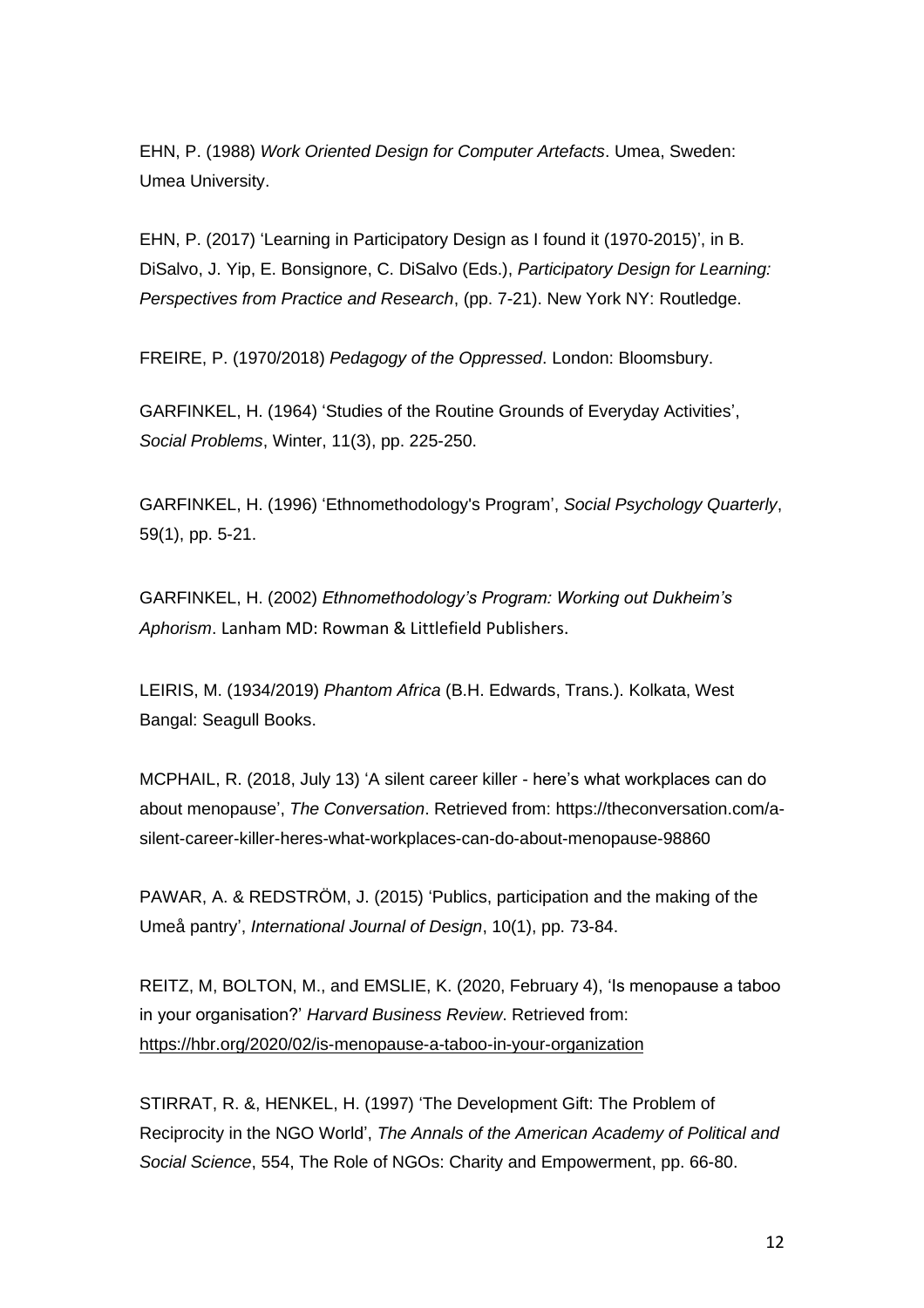EHN, P. (1988) *Work Oriented Design for Computer Artefacts*. Umea, Sweden: Umea University.

EHN, P. (2017) 'Learning in Participatory Design as I found it (1970-2015)', in B. DiSalvo, J. Yip, E. Bonsignore, C. DiSalvo (Eds.), *Participatory Design for Learning: Perspectives from Practice and Research*, (pp. 7-21). New York NY: Routledge.

FREIRE, P. (1970/2018) *Pedagogy of the Oppressed*. London: Bloomsbury.

GARFINKEL, H. (1964) 'Studies of the Routine Grounds of Everyday Activities', *Social Problems*, Winter, 11(3), pp. 225-250.

GARFINKEL, H. (1996) 'Ethnomethodology's Program', *Social Psychology Quarterly*, 59(1), pp. 5-21.

GARFINKEL, H. (2002) *Ethnomethodology's Program: Working out Dukheim's Aphorism*. Lanham MD: Rowman & Littlefield Publishers.

LEIRIS, M. (1934/2019) *Phantom Africa* (B.H. Edwards, Trans.). Kolkata, West Bangal: Seagull Books.

MCPHAIL, R. (2018, July 13) 'A silent career killer - here's what workplaces can do about menopause', *The Conversation*. Retrieved from: https://theconversation.com/a-silent-career-killer-heres-what-workplaces-can-do-about-menopause-98860

PAWAR, A. & REDSTRÖM, J. (2015) 'Publics, participation and the making of the Umeå pantry', *International Journal of Design*, 10(1), pp. 73-84.

REITZ, M, BOLTON, M., and EMSLIE, K. (2020, February 4), 'Is menopause a taboo in your organisation?' *Harvard Business Review*. Retrieved from: https://hbr.org/2020/02/is-menopause-a-taboo-in-your-organization

STIRRAT, R. &, HENKEL, H. (1997) 'The Development Gift: The Problem of Reciprocity in the NGO World', *The Annals of the American Academy of Political and Social Science*, 554, The Role of NGOs: Charity and Empowerment, pp. 66-80.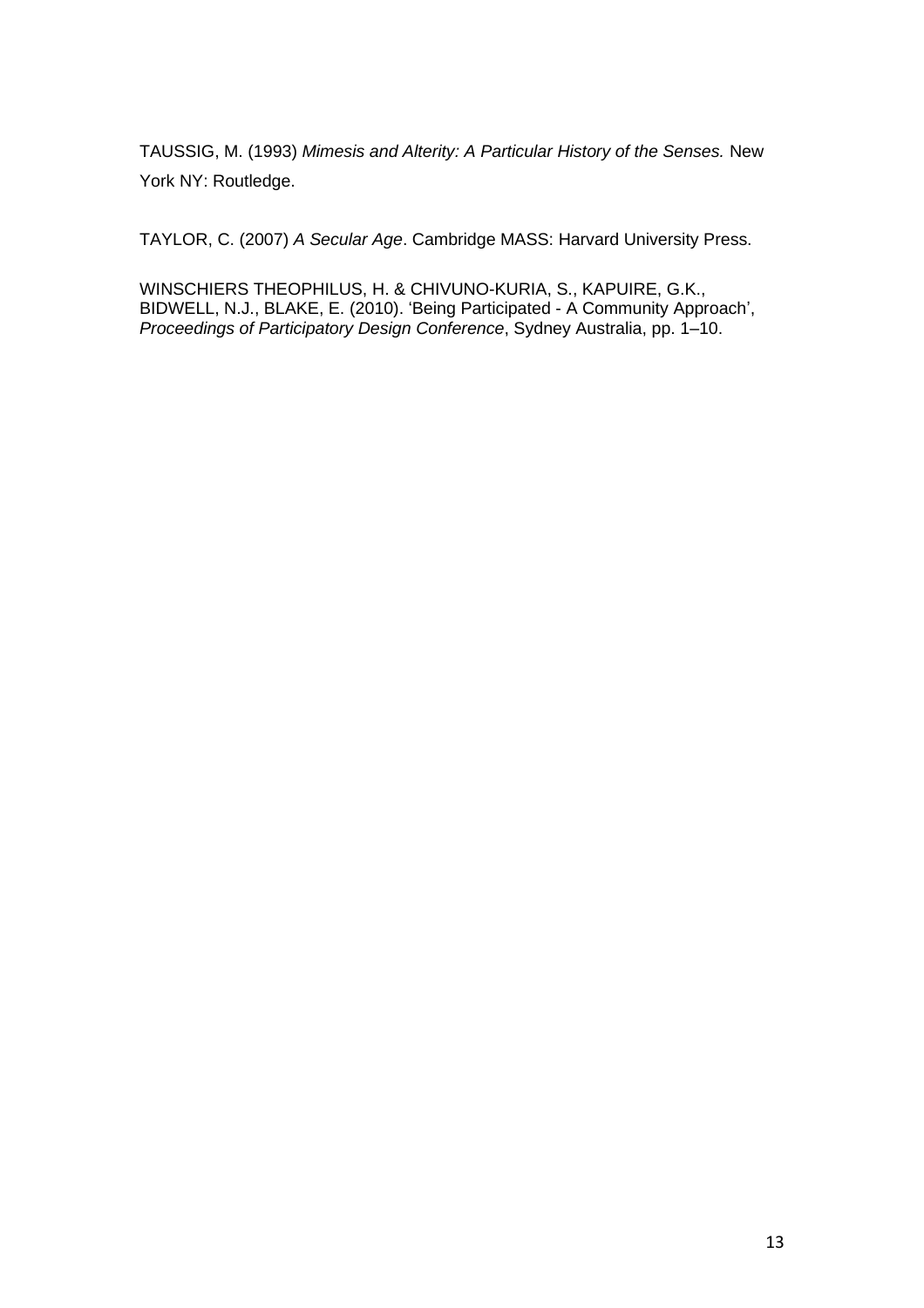TAUSSIG, M. (1993) *Mimesis and Alterity: A Particular History of the Senses.* New York NY: Routledge.

TAYLOR, C. (2007) *A Secular Age*. Cambridge MASS: Harvard University Press.

WINSCHIERS THEOPHILUS, H. & CHIVUNO-KURIA, S., KAPUIRE, G.K., BIDWELL, N.J., BLAKE, E. (2010). 'Being Participated - A Community Approach', *Proceedings of Participatory Design Conference*, Sydney Australia, pp. 1–10.